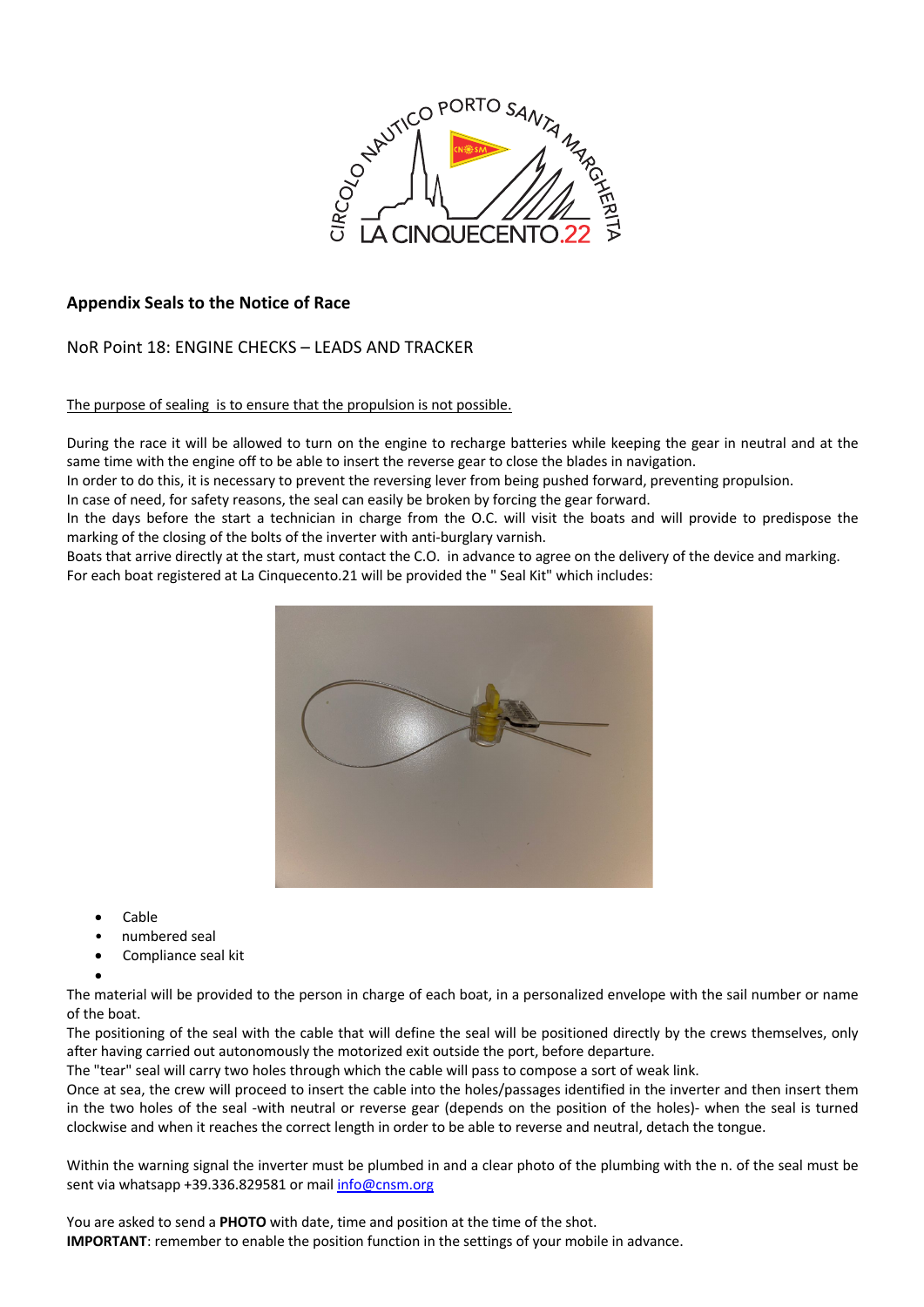## Appendix Seals to the Notice of Race

NoR Point 18: ENGINE CHECKS – LEADS AND TRACKER

The purpose of sealing is to ensure that the propulsion is not possible.

During the race it will be allowed to turn on the engine to recharge batteries while keeping the gear in neutral and at the same time with the engine off to be able to insert the reverse gear to close the blades in navigation.
In order to do this, it is necessary to prevent the reversing lever from being pushed forward, preventing propulsion.
In case of need, for safety reasons, the seal can easily be broken by forcing the gear forward.
In the days before the start a technician in charge from the O.C. will visit the boats and will provide to predispose the marking of the closing of the bolts of the inverter with anti-burglary varnish.
Boats that arrive directly at the start, must contact the C.O. in advance to agree on the delivery of the device and marking.
For each boat registered at La Cinquecento.21 will be provided the " Seal Kit" which includes:

- Cable
- numbered seal
- Compliance seal kit

The material will be provided to the person in charge of each boat, in a personalized envelope with the sail number or name of the boat.
The positioning of the seal with the cable that will define the seal will be positioned directly by the crews themselves, only after having carried out autonomously the motorized exit outside the port, before departure.
The "tear" seal will carry two holes through which the cable will pass to compose a sort of weak link.
Once at sea, the crew will proceed to insert the cable into the holes/passages identified in the inverter and then insert them in the two holes of the seal -with neutral or reverse gear (depends on the position of the holes)- when the seal is turned clockwise and when it reaches the correct length in order to be able to reverse and neutral, detach the tongue.

Within the warning signal the inverter must be plumbed in and a clear photo of the plumbing with the n. of the seal must be sent via whatsapp +39.336.829581 or mail info@cnsm.org

You are asked to send a **PHOTO** with date, time and position at the time of the shot.
**IMPORTANT**: remember to enable the position function in the settings of your mobile in advance.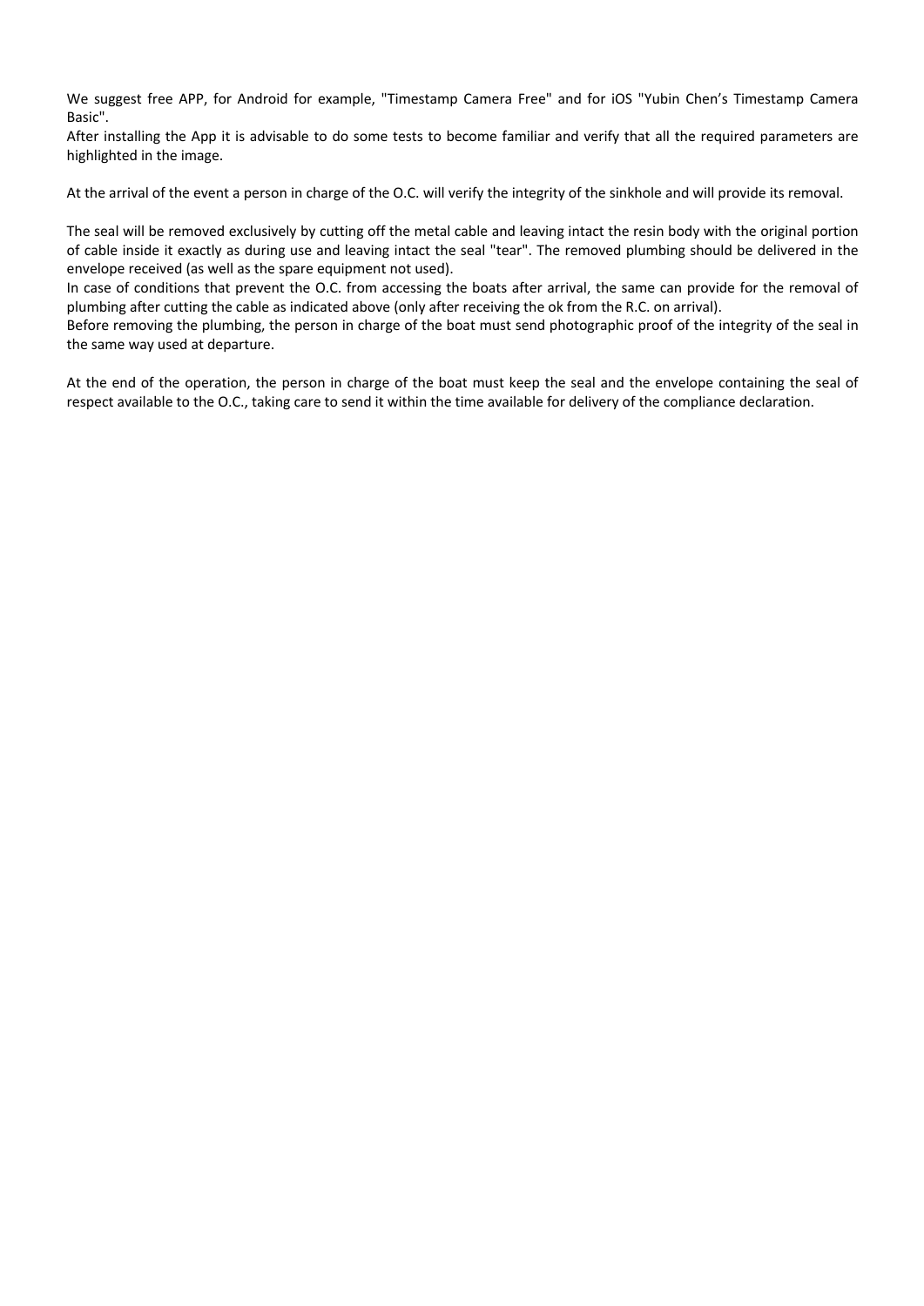We suggest free APP, for Android for example, "Timestamp Camera Free" and for iOS "Yubin Chen's Timestamp Camera Basic".

After installing the App it is advisable to do some tests to become familiar and verify that all the required parameters are highlighted in the image.

At the arrival of the event a person in charge of the O.C. will verify the integrity of the sinkhole and will provide its removal.

The seal will be removed exclusively by cutting off the metal cable and leaving intact the resin body with the original portion of cable inside it exactly as during use and leaving intact the seal "tear". The removed plumbing should be delivered in the envelope received (as well as the spare equipment not used).

In case of conditions that prevent the O.C. from accessing the boats after arrival, the same can provide for the removal of plumbing after cutting the cable as indicated above (only after receiving the ok from the R.C. on arrival).

Before removing the plumbing, the person in charge of the boat must send photographic proof of the integrity of the seal in the same way used at departure.

At the end of the operation, the person in charge of the boat must keep the seal and the envelope containing the seal of respect available to the O.C., taking care to send it within the time available for delivery of the compliance declaration.